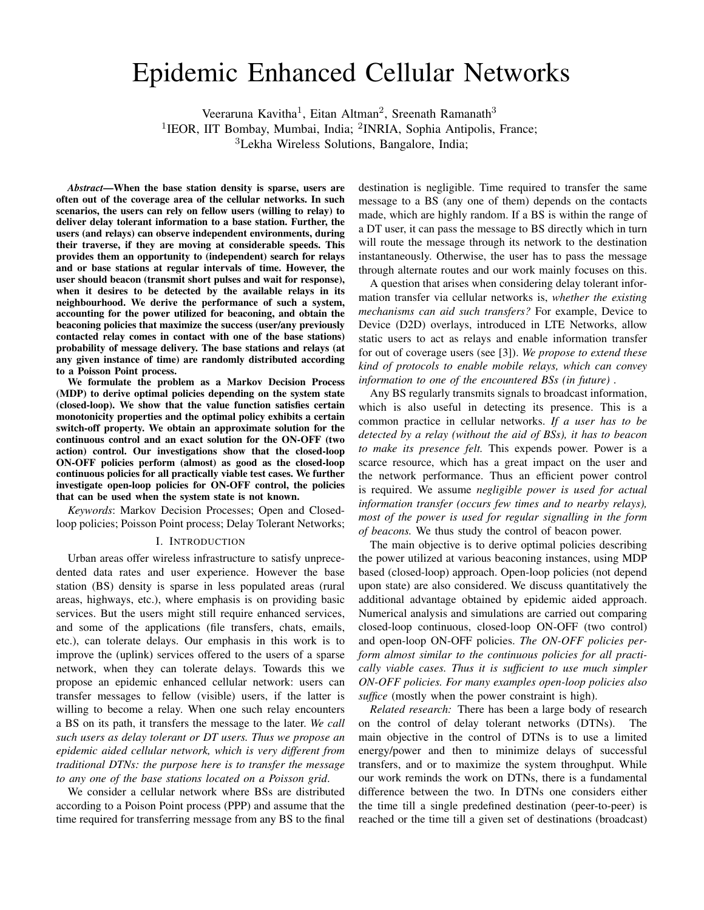# Epidemic Enhanced Cellular Networks

Veeraruna Kavitha[1], Eitan Altman[2], Sreenath Ramanath[3]

[1]IEOR, IIT Bombay, Mumbai, India; [2]INRIA, Sophia Antipolis, France;

[3]Lekha Wireless Solutions, Bangalore, India;

***Abstract*—When the base station density is sparse, users are often out of the coverage area of the cellular networks. In such scenarios, the users can rely on fellow users (willing to relay) to deliver delay tolerant information to a base station. Further, the users (and relays) can observe independent environments, during their traverse, if they are moving at considerable speeds. This provides them an opportunity to (independent) search for relays and or base stations at regular intervals of time. However, the user should beacon (transmit short pulses and wait for response), when it desires to be detected by the available relays in its neighbourhood. We derive the performance of such a system, accounting for the power utilized for beaconing, and obtain the beaconing policies that maximize the success (user/any previously contacted relay comes in contact with one of the base stations) probability of message delivery. The base stations and relays (at any given instance of time) are randomly distributed according to a Poisson Point process.**

**We formulate the problem as a Markov Decision Process (MDP) to derive optimal policies depending on the system state (closed-loop). We show that the value function satisfies certain monotonicity properties and the optimal policy exhibits a certain switch-off property. We obtain an approximate solution for the continuous control and an exact solution for the ON-OFF (two action) control. Our investigations show that the closed-loop ON-OFF policies perform (almost) as good as the closed-loop continuous policies for all practically viable test cases. We further investigate open-loop policies for ON-OFF control, the policies that can be used when the system state is not known.**

*Keywords*: Markov Decision Processes; Open and Closed-loop policies; Poisson Point process; Delay Tolerant Networks;

## I. Introduction

Urban areas offer wireless infrastructure to satisfy unprecedented data rates and user experience. However the base station (BS) density is sparse in less populated areas (rural areas, highways, etc.), where emphasis is on providing basic services. But the users might still require enhanced services, and some of the applications (file transfers, chats, emails, etc.), can tolerate delays. Our emphasis in this work is to improve the (uplink) services offered to the users of a sparse network, when they can tolerate delays. Towards this we propose an epidemic enhanced cellular network: users can transfer messages to fellow (visible) users, if the latter is willing to become a relay. When one such relay encounters a BS on its path, it transfers the message to the later. *We call such users as delay tolerant or DT users. Thus we propose an epidemic aided cellular network, which is very different from traditional DTNs: the purpose here is to transfer the message to any one of the base stations located on a Poisson grid.*

We consider a cellular network where BSs are distributed according to a Poison Point process (PPP) and assume that the time required for transferring message from any BS to the final destination is negligible. Time required to transfer the same message to a BS (any one of them) depends on the contacts made, which are highly random. If a BS is within the range of a DT user, it can pass the message to BS directly which in turn will route the message through its network to the destination instantaneously. Otherwise, the user has to pass the message through alternate routes and our work mainly focuses on this.

A question that arises when considering delay tolerant information transfer via cellular networks is, *whether the existing mechanisms can aid such transfers?* For example, Device to Device (D2D) overlays, introduced in LTE Networks, allow static users to act as relays and enable information transfer for out of coverage users (see [3]). *We propose to extend these kind of protocols to enable mobile relays, which can convey information to one of the encountered BSs (in future)* .

Any BS regularly transmits signals to broadcast information, which is also useful in detecting its presence. This is a common practice in cellular networks. *If a user has to be detected by a relay (without the aid of BSs), it has to beacon to make its presence felt.* This expends power. Power is a scarce resource, which has a great impact on the user and the network performance. Thus an efficient power control is required. We assume *negligible power is used for actual information transfer (occurs few times and to nearby relays), most of the power is used for regular signalling in the form of beacons.* We thus study the control of beacon power.

The main objective is to derive optimal policies describing the power utilized at various beaconing instances, using MDP based (closed-loop) approach. Open-loop policies (not depend upon state) are also considered. We discuss quantitatively the additional advantage obtained by epidemic aided approach. Numerical analysis and simulations are carried out comparing closed-loop continuous, closed-loop ON-OFF (two control) and open-loop ON-OFF policies. *The ON-OFF policies perform almost similar to the continuous policies for all practically viable cases. Thus it is sufficient to use much simpler ON-OFF policies. For many examples open-loop policies also suffice* (mostly when the power constraint is high).

*Related research:* There has been a large body of research on the control of delay tolerant networks (DTNs). The main objective in the control of DTNs is to use a limited energy/power and then to minimize delays of successful transfers, and or to maximize the system throughput. While our work reminds the work on DTNs, there is a fundamental difference between the two. In DTNs one considers either the time till a single predefined destination (peer-to-peer) is reached or the time till a given set of destinations (broadcast)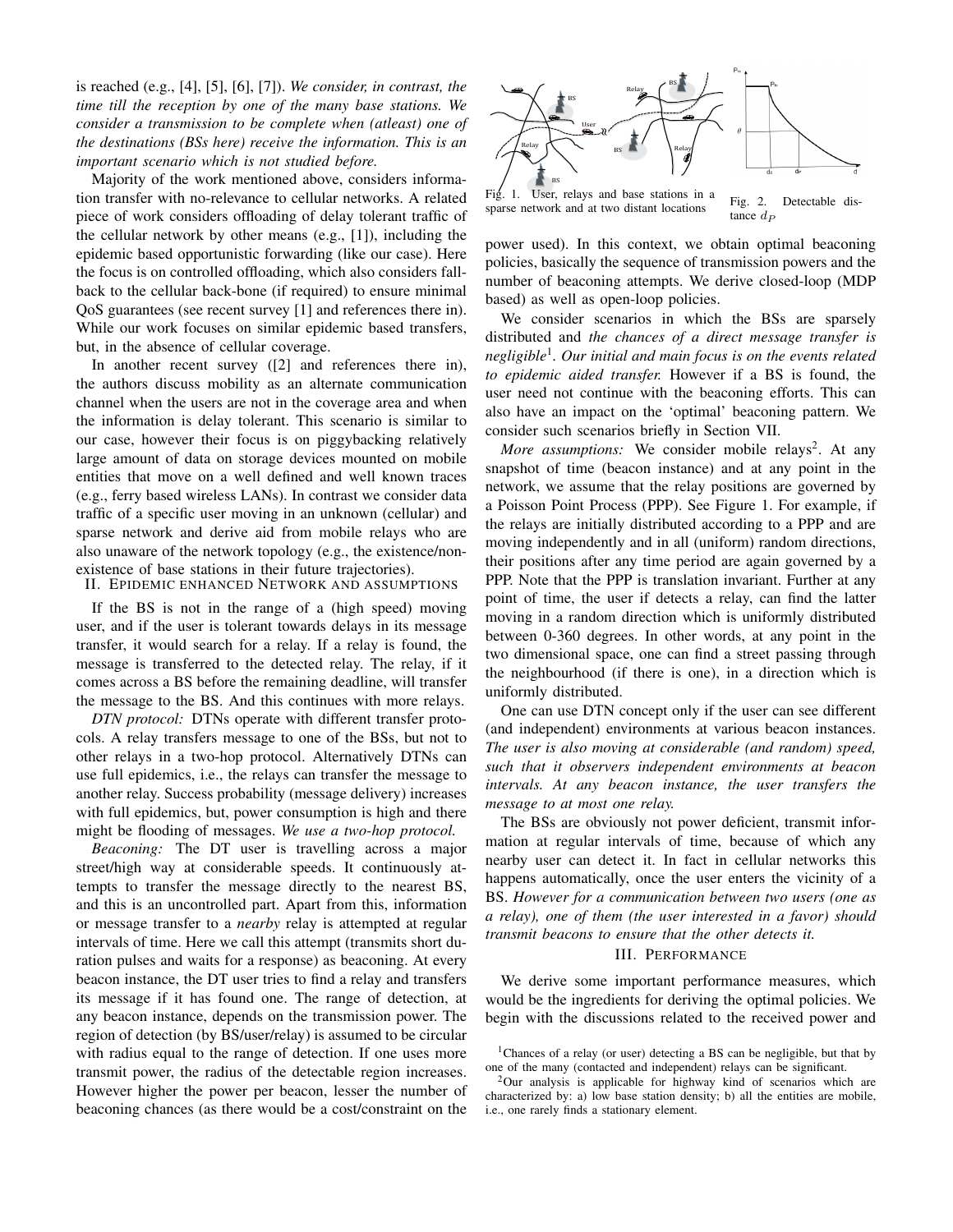is reached (e.g., [4], [5], [6], [7]). *We consider, in contrast, the time till the reception by one of the many base stations. We consider a transmission to be complete when (atleast) one of the destinations (BSs here) receive the information. This is an important scenario which is not studied before.*

Majority of the work mentioned above, considers information transfer with no-relevance to cellular networks. A related piece of work considers offloading of delay tolerant traffic of the cellular network by other means (e.g., [1]), including the epidemic based opportunistic forwarding (like our case). Here the focus is on controlled offloading, which also considers fall-back to the cellular back-bone (if required) to ensure minimal QoS guarantees (see recent survey [1] and references there in). While our work focuses on similar epidemic based transfers, but, in the absence of cellular coverage.

In another recent survey ([2] and references there in), the authors discuss mobility as an alternate communication channel when the users are not in the coverage area and when the information is delay tolerant. This scenario is similar to our case, however their focus is on piggybacking relatively large amount of data on storage devices mounted on mobile entities that move on a well defined and well known traces (e.g., ferry based wireless LANs). In contrast we consider data traffic of a specific user moving in an unknown (cellular) and sparse network and derive aid from mobile relays who are also unaware of the network topology (e.g., the existence/non-existence of base stations in their future trajectories).

## II. Epidemic enhanced Network and assumptions

If the BS is not in the range of a (high speed) moving user, and if the user is tolerant towards delays in its message transfer, it would search for a relay. If a relay is found, the message is transferred to the detected relay. The relay, if it comes across a BS before the remaining deadline, will transfer the message to the BS. And this continues with more relays.

*DTN protocol:* DTNs operate with different transfer protocols. A relay transfers message to one of the BSs, but not to other relays in a two-hop protocol. Alternatively DTNs can use full epidemics, i.e., the relays can transfer the message to another relay. Success probability (message delivery) increases with full epidemics, but, power consumption is high and there might be flooding of messages. *We use a two-hop protocol.*

*Beaconing:* The DT user is travelling across a major street/high way at considerable speeds. It continuously attempts to transfer the message directly to the nearest BS, and this is an uncontrolled part. Apart from this, information or message transfer to a *nearby* relay is attempted at regular intervals of time. Here we call this attempt (transmits short duration pulses and waits for a response) as beaconing. At every beacon instance, the DT user tries to find a relay and transfers its message if it has found one. The range of detection, at any beacon instance, depends on the transmission power. The region of detection (by BS/user/relay) is assumed to be circular with radius equal to the range of detection. If one uses more transmit power, the radius of the detectable region increases. However higher the power per beacon, lesser the number of beaconing chances (as there would be a cost/constraint on the power used). In this context, we obtain optimal beaconing policies, basically the sequence of transmission powers and the number of beaconing attempts. We derive closed-loop (MDP based) as well as open-loop policies.

Fig. 1. User, relays and base stations in a sparse network and at two distant locations

Fig. 2. Detectable distance $d_P$

We consider scenarios in which the BSs are sparsely distributed and *the chances of a direct message transfer is negligible*[1]. *Our initial and main focus is on the events related to epidemic aided transfer.* However if a BS is found, the user need not continue with the beaconing efforts. This can also have an impact on the 'optimal' beaconing pattern. We consider such scenarios briefly in Section VII.

*More assumptions:* We consider mobile relays[2]. At any snapshot of time (beacon instance) and at any point in the network, we assume that the relay positions are governed by a Poisson Point Process (PPP). See Figure 1. For example, if the relays are initially distributed according to a PPP and are moving independently and in all (uniform) random directions, their positions after any time period are again governed by a PPP. Note that the PPP is translation invariant. Further at any point of time, the user if detects a relay, can find the latter moving in a random direction which is uniformly distributed between 0-360 degrees. In other words, at any point in the two dimensional space, one can find a street passing through the neighbourhood (if there is one), in a direction which is uniformly distributed.

One can use DTN concept only if the user can see different (and independent) environments at various beacon instances. *The user is also moving at considerable (and random) speed, such that it observers independent environments at beacon intervals. At any beacon instance, the user transfers the message to at most one relay.*

The BSs are obviously not power deficient, transmit information at regular intervals of time, because of which any nearby user can detect it. In fact in cellular networks this happens automatically, once the user enters the vicinity of a BS. *However for a communication between two users (one as a relay), one of them (the user interested in a favor) should transmit beacons to ensure that the other detects it.*

## III. Performance

We derive some important performance measures, which would be the ingredients for deriving the optimal policies. We begin with the discussions related to the received power and

[1]Chances of a relay (or user) detecting a BS can be negligible, but that by one of the many (contacted and independent) relays can be significant.

[2]Our analysis is applicable for highway kind of scenarios which are characterized by: a) low base station density; b) all the entities are mobile, i.e., one rarely finds a stationary element.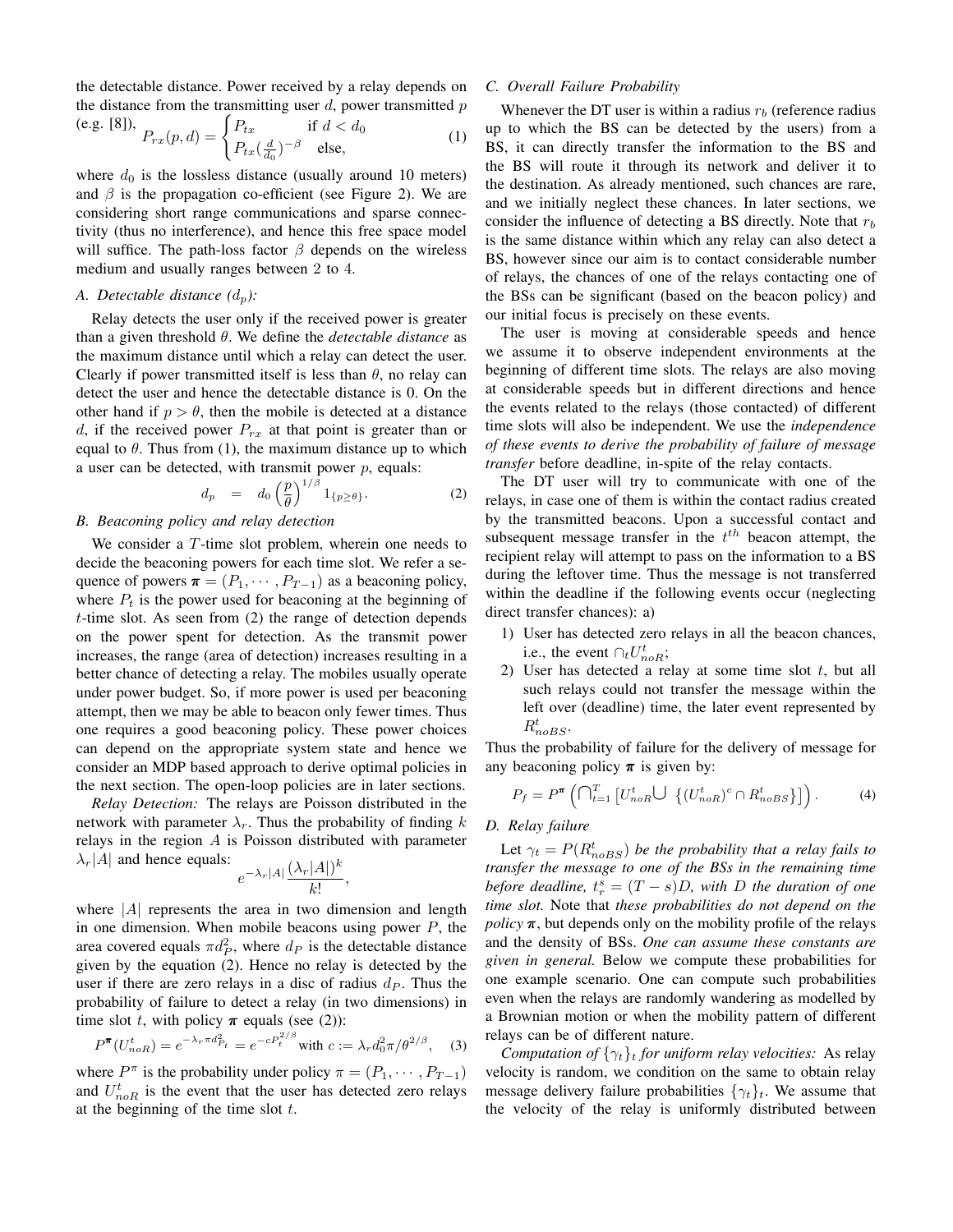the detectable distance. Power received by a relay depends on the distance from the transmitting user $d$, power transmitted $p$ (e.g. [8]),

$$P_{rx}(p,d) = \begin{cases} P_{tx} & \text{if } d < d_0 \\ P_{tx}(\frac{d}{d_0})^{-\beta} & \text{else,} \end{cases} \quad (1)$$

where $d_0$ is the lossless distance (usually around 10 meters) and $\beta$ is the propagation co-efficient (see Figure 2). We are considering short range communications and sparse connectivity (thus no interference), and hence this free space model will suffice. The path-loss factor $\beta$ depends on the wireless medium and usually ranges between 2 to 4.

### A. Detectable distance ($d_p$):

Relay detects the user only if the received power is greater than a given threshold $\theta$. We define the *detectable distance* as the maximum distance until which a relay can detect the user. Clearly if power transmitted itself is less than $\theta$, no relay can detect the user and hence the detectable distance is 0. On the other hand if $p > \theta$, then the mobile is detected at a distance $d$, if the received power $P_{rx}$ at that point is greater than or equal to $\theta$. Thus from (1), the maximum distance up to which a user can be detected, with transmit power $p$, equals:

$$d_p \;\; = \;\; d_0 \left(\frac{p}{\theta}\right)^{1/\beta} 1_{\{p \geq \theta\}}. \quad (2)$$

### B. Beaconing policy and relay detection

We consider a $T$-time slot problem, wherein one needs to decide the beaconing powers for each time slot. We refer a sequence of powers $\boldsymbol{\pi} = (P_1, \cdots, P_{T-1})$ as a beaconing policy, where $P_t$ is the power used for beaconing at the beginning of $t$-time slot. As seen from (2) the range of detection depends on the power spent for detection. As the transmit power increases, the range (area of detection) increases resulting in a better chance of detecting a relay. The mobiles usually operate under power budget. So, if more power is used per beaconing attempt, then we may be able to beacon only fewer times. Thus one requires a good beaconing policy. These power choices can depend on the appropriate system state and hence we consider an MDP based approach to derive optimal policies in the next section. The open-loop policies are in later sections.

*Relay Detection:* The relays are Poisson distributed in the network with parameter $\lambda_r$. Thus the probability of finding $k$ relays in the region $A$ is Poisson distributed with parameter $\lambda_r|A|$ and hence equals:

$$e^{-\lambda_r|A|}\frac{(\lambda_r|A|)^k}{k!},$$

where $|A|$ represents the area in two dimension and length in one dimension. When mobile beacons using power $P$, the area covered equals $\pi d_P^2$, where $d_P$ is the detectable distance given by the equation (2). Hence no relay is detected by the user if there are zero relays in a disc of radius $d_P$. Thus the probability of failure to detect a relay (in two dimensions) in time slot $t$, with policy $\boldsymbol{\pi}$ equals (see (2)):

$$P^{\boldsymbol{\pi}}(U^t_{noR}) = e^{-\lambda_r \pi d^2_{P_t}} = e^{-cP_t^{2/\beta}} \text{with } c := \lambda_r d_0^2 \pi/\theta^{2/\beta}, \quad (3)$$

where $P^{\pi}$ is the probability under policy $\pi = (P_1, \cdots, P_{T-1})$ and $U^t_{noR}$ is the event that the user has detected zero relays at the beginning of the time slot $t$.

### C. Overall Failure Probability

Whenever the DT user is within a radius $r_b$ (reference radius up to which the BS can be detected by the users) from a BS, it can directly transfer the information to the BS and the BS will route it through its network and deliver it to the destination. As already mentioned, such chances are rare, and we initially neglect these chances. In later sections, we consider the influence of detecting a BS directly. Note that $r_b$ is the same distance within which any relay can also detect a BS, however since our aim is to contact considerable number of relays, the chances of one of the relays contacting one of the BSs can be significant (based on the beacon policy) and our initial focus is precisely on these events.

The user is moving at considerable speeds and hence we assume it to observe independent environments at the beginning of different time slots. The relays are also moving at considerable speeds but in different directions and hence the events related to the relays (those contacted) of different time slots will also be independent. We use the *independence of these events to derive the probability of failure of message transfer* before deadline, in-spite of the relay contacts.

The DT user will try to communicate with one of the relays, in case one of them is within the contact radius created by the transmitted beacons. Upon a successful contact and subsequent message transfer in the $t^{th}$ beacon attempt, the recipient relay will attempt to pass on the information to a BS during the leftover time. Thus the message is not transferred within the deadline if the following events occur (neglecting direct transfer chances): a)

1) User has detected zero relays in all the beacon chances, i.e., the event $\cap_t U^t_{noR}$;
2) User has detected a relay at some time slot $t$, but all such relays could not transfer the message within the left over (deadline) time, the later event represented by $R^t_{noBS}$.

Thus the probability of failure for the delivery of message for any beaconing policy $\boldsymbol{\pi}$ is given by:

$$P_f = P^{\boldsymbol{\pi}} \left( \bigcap_{t=1}^{T} \left[ U^t_{noR} \bigcup \; \left\{ (U^t_{noR})^c \cap R^t_{noBS} \right\} \right] \right). \quad (4)$$

### D. Relay failure

Let $\gamma_t = P(R^t_{noBS})$ *be the probability that a relay fails to transfer the message to one of the BSs in the remaining time before deadline,* $t^s_r = (T - s)D$*, with* $D$ *the duration of one time slot.* Note that *these probabilities do not depend on the policy* $\boldsymbol{\pi}$, but depends only on the mobility profile of the relays and the density of BSs. *One can assume these constants are given in general.* Below we compute these probabilities for one example scenario. One can compute such probabilities even when the relays are randomly wandering as modelled by a Brownian motion or when the mobility pattern of different relays can be of different nature.

*Computation of* $\{\gamma_t\}_t$ *for uniform relay velocities:* As relay velocity is random, we condition on the same to obtain relay message delivery failure probabilities $\{\gamma_t\}_t$. We assume that the velocity of the relay is uniformly distributed between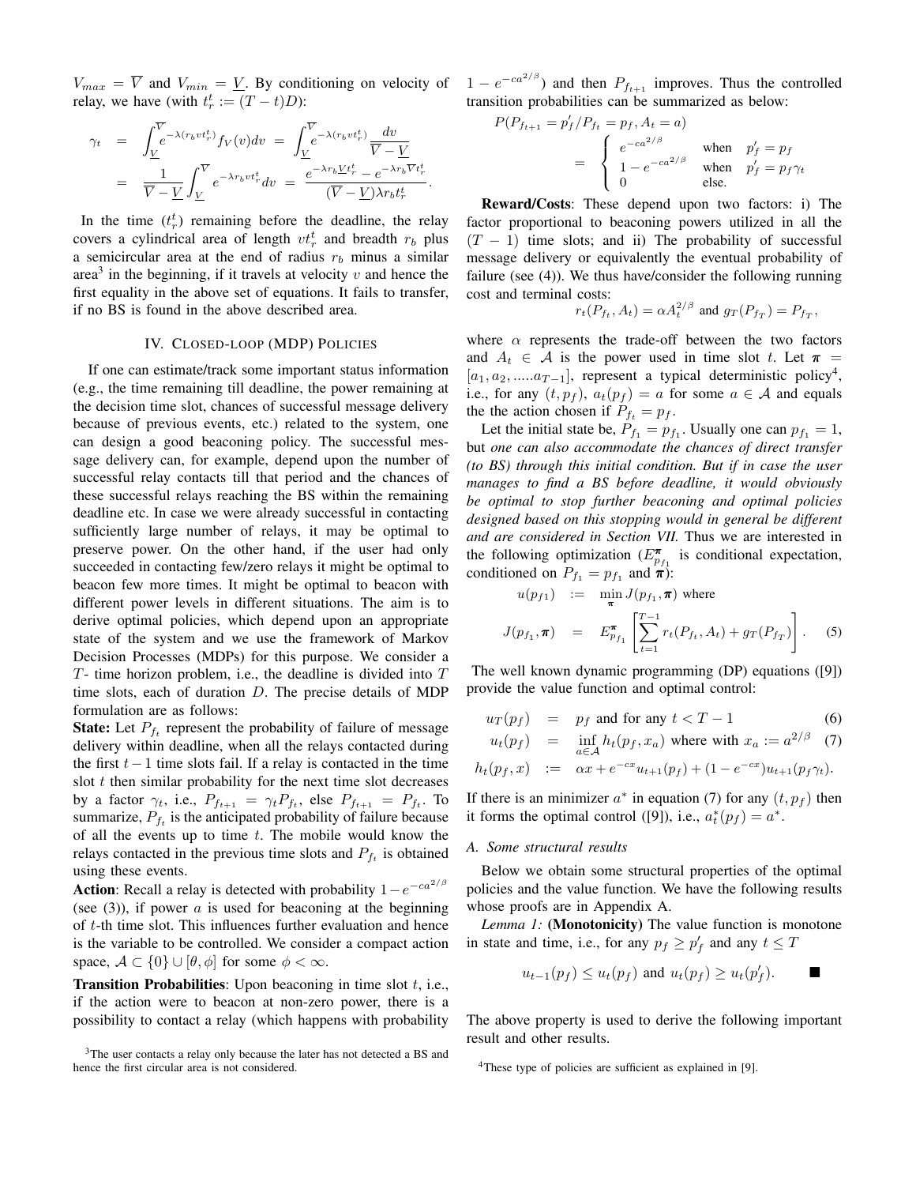$V_{max} = \overline{V}$ and $V_{min} = \underline{V}$. By conditioning on velocity of relay, we have (with $t_r^t := (T-t)D$):

$$
\begin{aligned}
\gamma_t &= \int_{\underline{V}}^{\overline{V}} e^{-\lambda(r_b v t_r^t)} f_V(v) dv = \int_{\underline{V}}^{\overline{V}} e^{-\lambda(r_b v t_r^t)} \frac{dv}{\overline{V} - \underline{V}} \\
&= \frac{1}{\overline{V} - \underline{V}} \int_{\underline{V}}^{\overline{V}} e^{-\lambda r_b v t_r^t} dv = \frac{e^{-\lambda r_b \underline{V} t_r^t} - e^{-\lambda r_b \overline{V} t_r^t}}{(\overline{V} - \underline{V}) \lambda r_b t_r^t}.
\end{aligned}
$$

In the time ($t_r^t$) remaining before the deadline, the relay covers a cylindrical area of length $v t_r^t$ and breadth $r_b$ plus a semicircular area at the end of radius $r_b$ minus a similar area[3] in the beginning, if it travels at velocity $v$ and hence the first equality in the above set of equations. It fails to transfer, if no BS is found in the above described area.

## IV. Closed-loop (MDP) Policies

If one can estimate/track some important status information (e.g., the time remaining till deadline, the power remaining at the decision time slot, chances of successful message delivery because of previous events, etc.) related to the system, one can design a good beaconing policy. The successful message delivery can, for example, depend upon the number of successful relay contacts till that period and the chances of these successful relays reaching the BS within the remaining deadline etc. In case we were already successful in contacting sufficiently large number of relays, it may be optimal to preserve power. On the other hand, if the user had only succeeded in contacting few/zero relays it might be optimal to beacon few more times. It might be optimal to beacon with different power levels in different situations. The aim is to derive optimal policies, which depend upon an appropriate state of the system and we use the framework of Markov Decision Processes (MDPs) for this purpose. We consider a $T$- time horizon problem, i.e., the deadline is divided into $T$ time slots, each of duration $D$. The precise details of MDP formulation are as follows:

**State:** Let $P_{f_t}$ represent the probability of failure of message delivery within deadline, when all the relays contacted during the first $t-1$ time slots fail. If a relay is contacted in the time slot $t$ then similar probability for the next time slot decreases by a factor $\gamma_t$, i.e., $P_{f_{t+1}} = \gamma_t P_{f_t}$, else $P_{f_{t+1}} = P_{f_t}$. To summarize, $P_{f_t}$ is the anticipated probability of failure because of all the events up to time $t$. The mobile would know the relays contacted in the previous time slots and $P_{f_t}$ is obtained using these events.

**Action**: Recall a relay is detected with probability $1 - e^{-ca^{2/\beta}}$ (see (3)), if power $a$ is used for beaconing at the beginning of $t$-th time slot. This influences further evaluation and hence is the variable to be controlled. We consider a compact action space, $\mathcal{A} \subset \{0\} \cup [\theta, \phi]$ for some $\phi < \infty$.

**Transition Probabilities**: Upon beaconing in time slot $t$, i.e., if the action were to beacon at non-zero power, there is a possibility to contact a relay (which happens with probability $1 - e^{-ca^{2/\beta}}$) and then $P_{f_{t+1}}$ improves. Thus the controlled transition probabilities can be summarized as below:

$$
P(P_{f_{t+1}} = p_f' / P_{f_t} = p_f, A_t = a) = \begin{cases} e^{-ca^{2/\beta}} & \text{when} \quad p_f' = p_f \\ 1 - e^{-ca^{2/\beta}} & \text{when} \quad p_f' = p_f \gamma_t \\ 0 & \text{else.} \end{cases}
$$

**Reward/Costs**: These depend upon two factors: i) The factor proportional to beaconing powers utilized in all the $(T-1)$ time slots; and ii) The probability of successful message delivery or equivalently the eventual probability of failure (see (4)). We thus have/consider the following running cost and terminal costs:

$$
r_t(P_{f_t}, A_t) = \alpha A_t^{2/\beta} \text{ and } g_T(P_{f_T}) = P_{f_T},
$$

where $\alpha$ represents the trade-off between the two factors and $A_t \in \mathcal{A}$ is the power used in time slot $t$. Let $\boldsymbol{\pi} = [a_1, a_2, .....a_{T-1}]$, represent a typical deterministic policy[4], i.e., for any $(t, p_f)$, $a_t(p_f) = a$ for some $a \in \mathcal{A}$ and equals the the action chosen if $P_{f_t} = p_f$.

Let the initial state be, $P_{f_1} = p_{f_1}$. Usually one can $p_{f_1} = 1$, but *one can also accommodate the chances of direct transfer (to BS) through this initial condition. But if in case the user manages to find a BS before deadline, it would obviously be optimal to stop further beaconing and optimal policies designed based on this stopping would in general be different and are considered in Section VII.* Thus we are interested in the following optimization ($E_{p_{f_1}}^{\boldsymbol{\pi}}$ is conditional expectation, conditioned on $P_{f_1} = p_{f_1}$ and $\boldsymbol{\pi}$):

$$
\begin{aligned}
u(p_{f1}) &:= \min_{\boldsymbol{\pi}} J(p_{f_1}, \boldsymbol{\pi}) \text{ where} \\
J(p_{f_1}, \boldsymbol{\pi}) &= E_{p_{f_1}}^{\boldsymbol{\pi}} \left[ \sum_{t=1}^{T-1} r_t(P_{f_t}, A_t) + g_T(P_{f_T}) \right]. \quad (5)
\end{aligned}
$$

The well known dynamic programming (DP) equations ([9]) provide the value function and optimal control:

$$
\begin{aligned}
u_T(p_f) &= p_f \text{ and for any } t < T-1 \quad (6) \\
u_t(p_f) &= \inf_{a \in \mathcal{A}} h_t(p_f, x_a) \text{ where with } x_a := a^{2/\beta} \quad (7) \\
h_t(p_f, x) &:= \alpha x + e^{-cx} u_{t+1}(p_f) + (1 - e^{-cx}) u_{t+1}(p_f \gamma_t).
\end{aligned}
$$

If there is an minimizer $a^*$ in equation (7) for any $(t, p_f)$ then it forms the optimal control ([9]), i.e., $a_t^*(p_f) = a^*$.

### A. Some structural results

Below we obtain some structural properties of the optimal policies and the value function. We have the following results whose proofs are in Appendix A.

*Lemma 1:* **(Monotonicity)** The value function is monotone in state and time, i.e., for any $p_f \geq p_f'$ and any $t \leq T$

$$
u_{t-1}(p_f) \leq u_t(p_f) \text{ and } u_t(p_f) \geq u_t(p_f'). \qquad \blacksquare
$$

The above property is used to derive the following important result and other results.

[3] The user contacts a relay only because the later has not detected a BS and hence the first circular area is not considered.

[4] These type of policies are sufficient as explained in [9].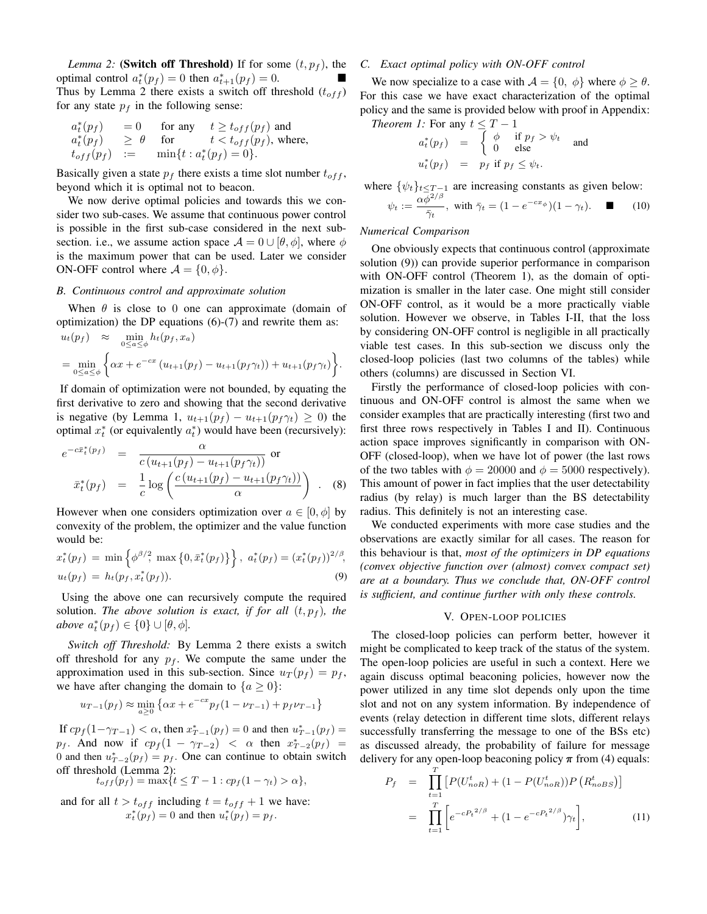*Lemma 2:* **(Switch off Threshold)** If for some $(t, p_f)$, the optimal control $a_t^*(p_f) = 0$ then $a_{t+1}^*(p_f) = 0$. ■

Thus by Lemma 2 there exists a switch off threshold ($t_{off}$) for any state $p_f$ in the following sense:

$$
\begin{array}{llll}
a_t^*(p_f) & = 0 & \text{for any} & t \geq t_{off}(p_f) \text{ and} \\
a_t^*(p_f) & \geq \theta & \text{for} & t < t_{off}(p_f), \text{ where,} \\
t_{off}(p_f) & := & \min\{t : a_t^*(p_f) = 0\}. &
\end{array}
$$

Basically given a state $p_f$ there exists a time slot number $t_{off}$, beyond which it is optimal not to beacon.

We now derive optimal policies and towards this we consider two sub-cases. We assume that continuous power control is possible in the first sub-case considered in the next subsection. i.e., we assume action space $\mathcal{A} = 0 \cup [\theta, \phi]$, where $\phi$ is the maximum power that can be used. Later we consider ON-OFF control where $\mathcal{A} = \{0, \phi\}$.

### B. Continuous control and approximate solution

When $\theta$ is close to 0 one can approximate (domain of optimization) the DP equations (6)-(7) and rewrite them as:

$$
\begin{aligned}
u_t(p_f) &\approx \min_{0 \leq a \leq \phi} h_t(p_f, x_a) \\
&= \min_{0 \leq a \leq \phi} \left\{ \alpha x + e^{-cx} \left( u_{t+1}(p_f) - u_{t+1}(p_f \gamma_t) \right) + u_{t+1}(p_f \gamma_t) \right\}.
\end{aligned}
$$

If domain of optimization were not bounded, by equating the first derivative to zero and showing that the second derivative is negative (by Lemma 1, $u_{t+1}(p_f) - u_{t+1}(p_f \gamma_t) \geq 0$) the optimal $x_t^*$ (or equivalently $a_t^*$) would have been (recursively):

$$
\begin{aligned}
e^{-c\bar{x}_t^*(p_f)} &= \frac{\alpha}{c \left( u_{t+1}(p_f) - u_{t+1}(p_f \gamma_t) \right)} \text{ or} \\
\bar{x}_t^*(p_f) &= \frac{1}{c} \log \left( \frac{c \left( u_{t+1}(p_f) - u_{t+1}(p_f \gamma_t) \right)}{\alpha} \right) \quad . \quad (8)
\end{aligned}
$$

However when one considers optimization over $a \in [0, \phi]$ by convexity of the problem, the optimizer and the value function would be:

$$
\begin{aligned}
x_t^*(p_f) &= \min \left\{ \phi^{\beta/2}, \max \left\{ 0, \bar{x}_t^*(p_f) \right\} \right\}, \; a_t^*(p_f) = (x_t^*(p_f))^{2/\beta}, \\
u_t(p_f) &= h_t(p_f, x_t^*(p_f)). \qquad (9)
\end{aligned}
$$

Using the above one can recursively compute the required solution. *The above solution is exact, if for all $(t, p_f)$, the above $a_t^*(p_f) \in \{0\} \cup [\theta, \phi]$.*

*Switch off Threshold:* By Lemma 2 there exists a switch off threshold for any $p_f$. We compute the same under the approximation used in this sub-section. Since $u_T(p_f) = p_f$, we have after changing the domain to $\{a \geq 0\}$:

$$
u_{T-1}(p_f) \approx \min_{a \geq 0} \left\{ \alpha x + e^{-cx} p_f (1 - \nu_{T-1}) + p_f \nu_{T-1} \right\}
$$

If $c p_f (1 - \gamma_{T-1}) < \alpha$, then $x_{T-1}^*(p_f) = 0$ and then $u_{T-1}^*(p_f) = p_f$. And now if $c p_f (1 - \gamma_{T-2}) < \alpha$ then $x_{T-2}^*(p_f) = 0$ and then $u_{T-2}^*(p_f) = p_f$. One can continue to obtain switch off threshold (Lemma 2):

$$
t_{off}(p_f) = \max\{t \leq T - 1 : c p_f (1 - \gamma_t) > \alpha\},
$$

and for all $t > t_{off}$ including $t = t_{off} + 1$ we have:

$$
x_t^*(p_f) = 0 \text{ and then } u_t^*(p_f) = p_f.
$$

### C. Exact optimal policy with ON-OFF control

We now specialize to a case with $\mathcal{A} = \{0, \phi\}$ where $\phi \geq \theta$. For this case we have exact characterization of the optimal policy and the same is provided below with proof in Appendix:

*Theorem 1:* For any $t \leq T - 1$

$$
\begin{aligned}
a_t^*(p_f) &= \begin{cases} \phi & \text{if } p_f > \psi_t \\ 0 & \text{else} \end{cases} \quad \text{and} \\
u_t^*(p_f) &= p_f \text{ if } p_f \leq \psi_t.
\end{aligned}
$$

where $\{\psi_t\}_{t \leq T-1}$ are increasing constants as given below:

$$
\psi_t := \frac{\alpha \phi^{2/\beta}}{\bar{\gamma}_t}, \text{ with } \bar{\gamma}_t = (1 - e^{-cx_\phi})(1 - \gamma_t). \quad ■ \quad (10)
$$

#### Numerical Comparison

One obviously expects that continuous control (approximate solution (9)) can provide superior performance in comparison with ON-OFF control (Theorem 1), as the domain of optimization is smaller in the later case. One might still consider ON-OFF control, as it would be a more practically viable solution. However we observe, in Tables I-II, that the loss by considering ON-OFF control is negligible in all practically viable test cases. In this sub-section we discuss only the closed-loop policies (last two columns of the tables) while others (columns) are discussed in Section VI.

Firstly the performance of closed-loop policies with continuous and ON-OFF control is almost the same when we consider examples that are practically interesting (first two and first three rows respectively in Tables I and II). Continuous action space improves significantly in comparison with ON-OFF (closed-loop), when we have lot of power (the last rows of the two tables with $\phi = 20000$ and $\phi = 5000$ respectively). This amount of power in fact implies that the user detectability radius (by relay) is much larger than the BS detectability radius. This definitely is not an interesting case.

We conducted experiments with more case studies and the observations are exactly similar for all cases. The reason for this behaviour is that, *most of the optimizers in DP equations (convex objective function over (almost) convex compact set) are at a boundary. Thus we conclude that, ON-OFF control is sufficient, and continue further with only these controls.*

## V. Open-loop policies

The closed-loop policies can perform better, however it might be complicated to keep track of the status of the system. The open-loop policies are useful in such a context. Here we again discuss optimal beaconing policies, however now the power utilized in any time slot depends only upon the time slot and not on any system information. By independence of events (relay detection in different time slots, different relays successfully transferring the message to one of the BSs etc) as discussed already, the probability of failure for message delivery for any open-loop beaconing policy $\boldsymbol{\pi}$ from (4) equals:

$$
\begin{aligned}
P_f &= \prod_{t=1}^{T} \left[ P(U_{noR}^t) + (1 - P(U_{noR}^t)) P\left( R_{noBS}^t \right) \right] \\
&= \prod_{t=1}^{T} \left[ e^{-c P_t^{2/\beta}} + (1 - e^{-c P_t^{2/\beta}}) \gamma_t \right], \qquad (11)
\end{aligned}
$$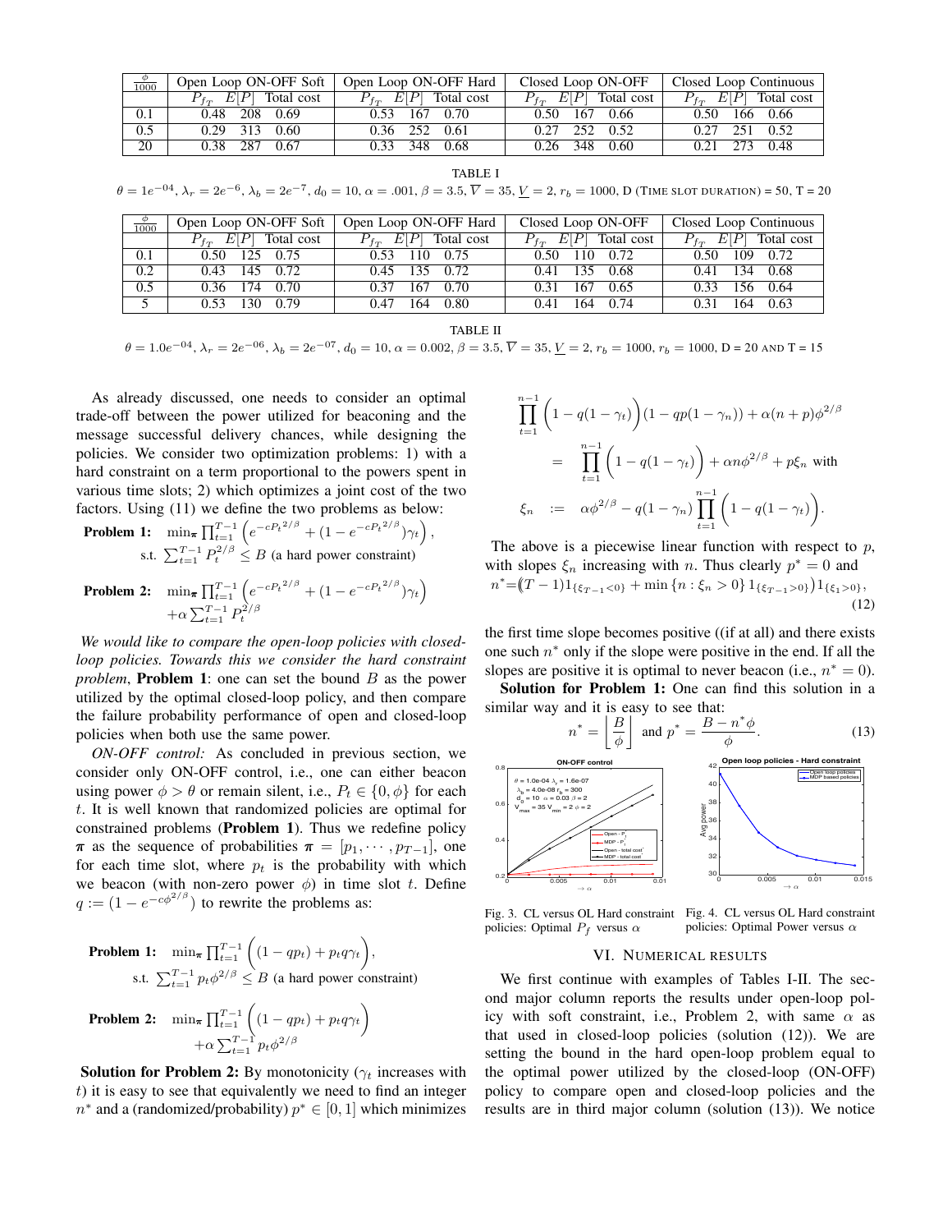| $\frac{\phi}{1000}$ | Open Loop ON-OFF Soft | | | Open Loop ON-OFF Hard | | | Closed Loop ON-OFF | | | Closed Loop Continuous | | |
|---|---|---|---|---|---|---|---|---|---|---|---|---|
| | $P_{f_T}$ | $E[P]$ | Total cost | $P_{f_T}$ | $E[P]$ | Total cost | $P_{f_T}$ | $E[P]$ | Total cost | $P_{f_T}$ | $E[P]$ | Total cost |
| 0.1 | 0.48 | 208 | 0.69 | 0.53 | 167 | 0.70 | 0.50 | 167 | 0.66 | 0.50 | 166 | 0.66 |
| 0.5 | 0.29 | 313 | 0.60 | 0.36 | 252 | 0.61 | 0.27 | 252 | 0.52 | 0.27 | 251 | 0.52 |
| 20 | 0.38 | 287 | 0.67 | 0.33 | 348 | 0.68 | 0.26 | 348 | 0.60 | 0.21 | 273 | 0.48 |

TABLE I

$\theta = 1e^{-04}$, $\lambda_r = 2e^{-6}$, $\lambda_b = 2e^{-7}$, $d_0 = 10$, $\alpha = .001$, $\beta = 3.5$, $\overline{V} = 35$, $\underline{V} = 2$, $r_b = 1000$, D (TIME SLOT DURATION) = 50, T = 20

| $\frac{\phi}{1000}$ | Open Loop ON-OFF Soft | | | Open Loop ON-OFF Hard | | | Closed Loop ON-OFF | | | Closed Loop Continuous | | |
|---|---|---|---|---|---|---|---|---|---|---|---|---|
| | $P_{f_T}$ | $E[P]$ | Total cost | $P_{f_T}$ | $E[P]$ | Total cost | $P_{f_T}$ | $E[P]$ | Total cost | $P_{f_T}$ | $E[P]$ | Total cost |
| 0.1 | 0.50 | 125 | 0.75 | 0.53 | 110 | 0.75 | 0.50 | 110 | 0.72 | 0.50 | 109 | 0.72 |
| 0.2 | 0.43 | 145 | 0.72 | 0.45 | 135 | 0.72 | 0.41 | 135 | 0.68 | 0.41 | 134 | 0.68 |
| 0.5 | 0.36 | 174 | 0.70 | 0.37 | 167 | 0.70 | 0.31 | 167 | 0.65 | 0.33 | 156 | 0.64 |
| 5 | 0.53 | 130 | 0.79 | 0.47 | 164 | 0.80 | 0.41 | 164 | 0.74 | 0.31 | 164 | 0.63 |

TABLE II

$\theta = 1.0e^{-04}$, $\lambda_r = 2e^{-06}$, $\lambda_b = 2e^{-07}$, $d_0 = 10$, $\alpha = 0.002$, $\beta = 3.5$, $\overline{V} = 35$, $\underline{V} = 2$, $r_b = 1000$, $r_b = 1000$, D = 20 AND T = 15

As already discussed, one needs to consider an optimal trade-off between the power utilized for beaconing and the message successful delivery chances, while designing the policies. We consider two optimization problems: 1) with a hard constraint on a term proportional to the powers spent in various time slots; 2) which optimizes a joint cost of the two factors. Using (11) we define the two problems as below:

**Problem 1:** $\min_{\boldsymbol{\pi}} \prod_{t=1}^{T-1} \left( e^{-cP_t{}^{2/\beta}} + (1 - e^{-cP_t{}^{2/\beta}})\gamma_t \right)$,
s.t. $\sum_{t=1}^{T-1} P_t^{2/\beta} \leq B$ (a hard power constraint)

**Problem 2:** $\min_{\boldsymbol{\pi}} \prod_{t=1}^{T-1} \left( e^{-cP_t{}^{2/\beta}} + (1 - e^{-cP_t{}^{2/\beta}})\gamma_t \right)$
$+\alpha \sum_{t=1}^{T-1} P_t^{2/\beta}$

*We would like to compare the open-loop policies with closed-loop policies. Towards this we consider the hard constraint problem*, **Problem 1**: one can set the bound $B$ as the power utilized by the optimal closed-loop policy, and then compare the failure probability performance of open and closed-loop policies when both use the same power.

*ON-OFF control:* As concluded in previous section, we consider only ON-OFF control, i.e., one can either beacon using power $\phi > \theta$ or remain silent, i.e., $P_t \in \{0, \phi\}$ for each $t$. It is well known that randomized policies are optimal for constrained problems (**Problem 1**). Thus we redefine policy $\boldsymbol{\pi}$ as the sequence of probabilities $\boldsymbol{\pi} = [p_1, \cdots, p_{T-1}]$, one for each time slot, where $p_t$ is the probability with which we beacon (with non-zero power $\phi$) in time slot $t$. Define $q := (1 - e^{-c\phi^{2/\beta}})$ to rewrite the problems as:

**Problem 1:** $\min_{\boldsymbol{\pi}} \prod_{t=1}^{T-1} \Big( (1 - qp_t) + p_t q \gamma_t \Big)$,
s.t. $\sum_{t=1}^{T-1} p_t \phi^{2/\beta} \leq B$ (a hard power constraint)

**Problem 2:** $\min_{\boldsymbol{\pi}} \prod_{t=1}^{T-1} \Big( (1 - qp_t) + p_t q \gamma_t \Big)$
$+\alpha \sum_{t=1}^{T-1} p_t \phi^{2/\beta}$

**Solution for Problem 2:** By monotonicity ($\gamma_t$ increases with $t$) it is easy to see that equivalently we need to find an integer $n^*$ and a (randomized/probability) $p^* \in [0, 1]$ which minimizes

$$
\begin{aligned}
&\prod_{t=1}^{n-1} \Big(1 - q(1-\gamma_t)\Big)(1 - qp(1-\gamma_n)) + \alpha(n+p)\phi^{2/\beta} \\
&\quad = \prod_{t=1}^{n-1} \Big(1 - q(1-\gamma_t)\Big) + \alpha n \phi^{2/\beta} + p\xi_n \text{ with} \\
&\xi_n \;:=\; \alpha\phi^{2/\beta} - q(1-\gamma_n) \prod_{t=1}^{n-1} \Big(1 - q(1-\gamma_t)\Big).
\end{aligned}
$$

The above is a piecewise linear function with respect to $p$, with slopes $\xi_n$ increasing with $n$. Thus clearly $p^* = 0$ and

$$
n^* = \Big((T-1)1_{\{\xi_{T-1} < 0\}} + \min\{n : \xi_n > 0\} 1_{\{\xi_{T-1} > 0\}}\Big) 1_{\{\xi_1 > 0\}}, \tag{12}
$$

the first time slope becomes positive ((if at all) and there exists one such $n^*$ only if the slope were positive in the end. If all the slopes are positive it is optimal to never beacon (i.e., $n^* = 0$).

**Solution for Problem 1:** One can find this solution in a similar way and it is easy to see that:

$$
n^* = \left\lfloor \frac{B}{\phi} \right\rfloor \text{ and } p^* = \frac{B - n^*\phi}{\phi}. \tag{13}
$$

Fig. 3. CL versus OL Hard constraint policies: Optimal $P_f$ versus $\alpha$

Fig. 4. CL versus OL Hard constraint policies: Optimal Power versus $\alpha$

## VI. Numerical results

We first continue with examples of Tables I-II. The second major column reports the results under open-loop policy with soft constraint, i.e., Problem 2, with same $\alpha$ as that used in closed-loop policies (solution (12)). We are setting the bound in the hard open-loop problem equal to the optimal power utilized by the closed-loop (ON-OFF) policy to compare open and closed-loop policies and the results are in third major column (solution (13)). We notice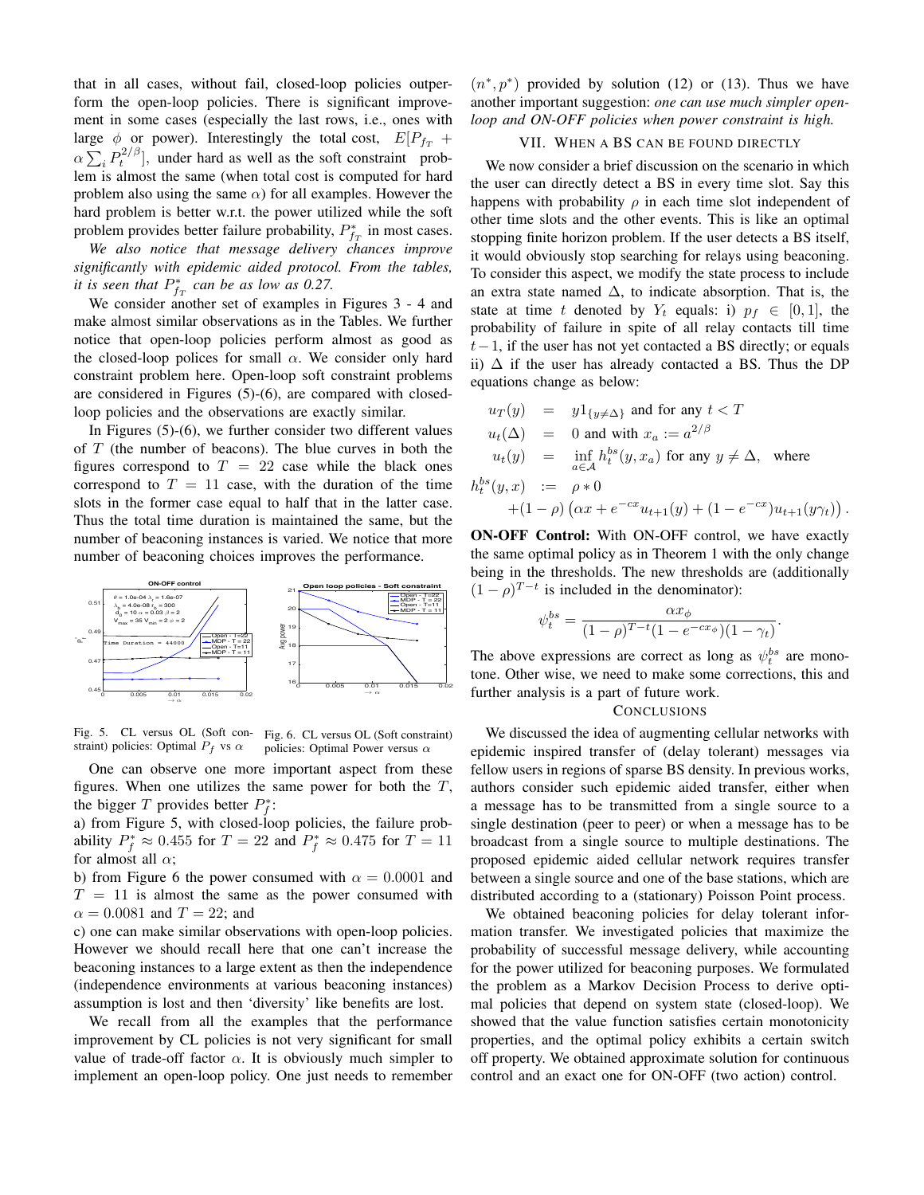that in all cases, without fail, closed-loop policies outperform the open-loop policies. There is significant improvement in some cases (especially the last rows, i.e., ones with large $\phi$ or power). Interestingly the total cost, $E[P_{f_T} + \alpha \sum_i P_t^{2/\beta}]$, under hard as well as the soft constraint problem is almost the same (when total cost is computed for hard problem also using the same $\alpha$) for all examples. However the hard problem is better w.r.t. the power utilized while the soft problem provides better failure probability, $P^*_{f_T}$ in most cases.

*We also notice that message delivery chances improve significantly with epidemic aided protocol. From the tables, it is seen that $P^*_{f_T}$ can be as low as 0.27.*

We consider another set of examples in Figures 3 - 4 and make almost similar observations as in the Tables. We further notice that open-loop policies perform almost as good as the closed-loop polices for small $\alpha$. We consider only hard constraint problem here. Open-loop soft constraint problems are considered in Figures (5)-(6), are compared with closed-loop policies and the observations are exactly similar.

In Figures (5)-(6), we further consider two different values of $T$ (the number of beacons). The blue curves in both the figures correspond to $T = 22$ case while the black ones correspond to $T = 11$ case, with the duration of the time slots in the former case equal to half that in the latter case. Thus the total time duration is maintained the same, but the number of beaconing instances is varied. We notice that more number of beaconing choices improves the performance.

Fig. 5. CL versus OL (Soft constraint) policies: Optimal $P_f$ vs $\alpha$

Fig. 6. CL versus OL (Soft constraint) policies: Optimal Power versus $\alpha$

One can observe one more important aspect from these figures. When one utilizes the same power for both the $T$, the bigger $T$ provides better $P^*_f$:

a) from Figure 5, with closed-loop policies, the failure probability $P^*_f \approx 0.455$ for $T = 22$ and $P^*_f \approx 0.475$ for $T = 11$ for almost all $\alpha$;

b) from Figure 6 the power consumed with $\alpha = 0.0001$ and $T = 11$ is almost the same as the power consumed with $\alpha = 0.0081$ and $T = 22$; and

c) one can make similar observations with open-loop policies. However we should recall here that one can't increase the beaconing instances to a large extent as then the independence (independence environments at various beaconing instances) assumption is lost and then 'diversity' like benefits are lost.

We recall from all the examples that the performance improvement by CL policies is not very significant for small value of trade-off factor $\alpha$. It is obviously much simpler to implement an open-loop policy. One just needs to remember $(n^*, p^*)$ provided by solution (12) or (13). Thus we have another important suggestion: *one can use much simpler open-loop and ON-OFF policies when power constraint is high.*

## VII. When a BS can be found directly

We now consider a brief discussion on the scenario in which the user can directly detect a BS in every time slot. Say this happens with probability $\rho$ in each time slot independent of other time slots and the other events. This is like an optimal stopping finite horizon problem. If the user detects a BS itself, it would obviously stop searching for relays using beaconing. To consider this aspect, we modify the state process to include an extra state named $\Delta$, to indicate absorption. That is, the state at time $t$ denoted by $Y_t$ equals: i) $p_f \in [0, 1]$, the probability of failure in spite of all relay contacts till time $t-1$, if the user has not yet contacted a BS directly; or equals ii) $\Delta$ if the user has already contacted a BS. Thus the DP equations change as below:

$$
\begin{aligned}
u_T(y) &= y 1_{\{y \neq \Delta\}} \text{ and for any } t < T \\
u_t(\Delta) &= 0 \text{ and with } x_a := a^{2/\beta} \\
u_t(y) &= \inf_{a \in \mathcal{A}} h^{bs}_t(y, x_a) \text{ for any } y \neq \Delta, \quad \text{where} \\
h^{bs}_t(y, x) &:= \rho * 0 \\
&\quad + (1-\rho)\left(\alpha x + e^{-cx} u_{t+1}(y) + (1 - e^{-cx}) u_{t+1}(y\gamma_t)\right).
\end{aligned}
$$

**ON-OFF Control:** With ON-OFF control, we have exactly the same optimal policy as in Theorem 1 with the only change being in the thresholds. The new thresholds are (additionally $(1-\rho)^{T-t}$ is included in the denominator):

$$
\psi^{bs}_t = \frac{\alpha x_\phi}{(1-\rho)^{T-t}(1 - e^{-cx_\phi})(1 - \gamma_t)}.
$$

The above expressions are correct as long as $\psi^{bs}_t$ are monotone. Other wise, we need to make some corrections, this and further analysis is a part of future work.

## Conclusions

We discussed the idea of augmenting cellular networks with epidemic inspired transfer of (delay tolerant) messages via fellow users in regions of sparse BS density. In previous works, authors consider such epidemic aided transfer, either when a message has to be transmitted from a single source to a single destination (peer to peer) or when a message has to be broadcast from a single source to multiple destinations. The proposed epidemic aided cellular network requires transfer between a single source and one of the base stations, which are distributed according to a (stationary) Poisson Point process.

We obtained beaconing policies for delay tolerant information transfer. We investigated policies that maximize the probability of successful message delivery, while accounting for the power utilized for beaconing purposes. We formulated the problem as a Markov Decision Process to derive optimal policies that depend on system state (closed-loop). We showed that the value function satisfies certain monotonicity properties, and the optimal policy exhibits a certain switch off property. We obtained approximate solution for continuous control and an exact one for ON-OFF (two action) control.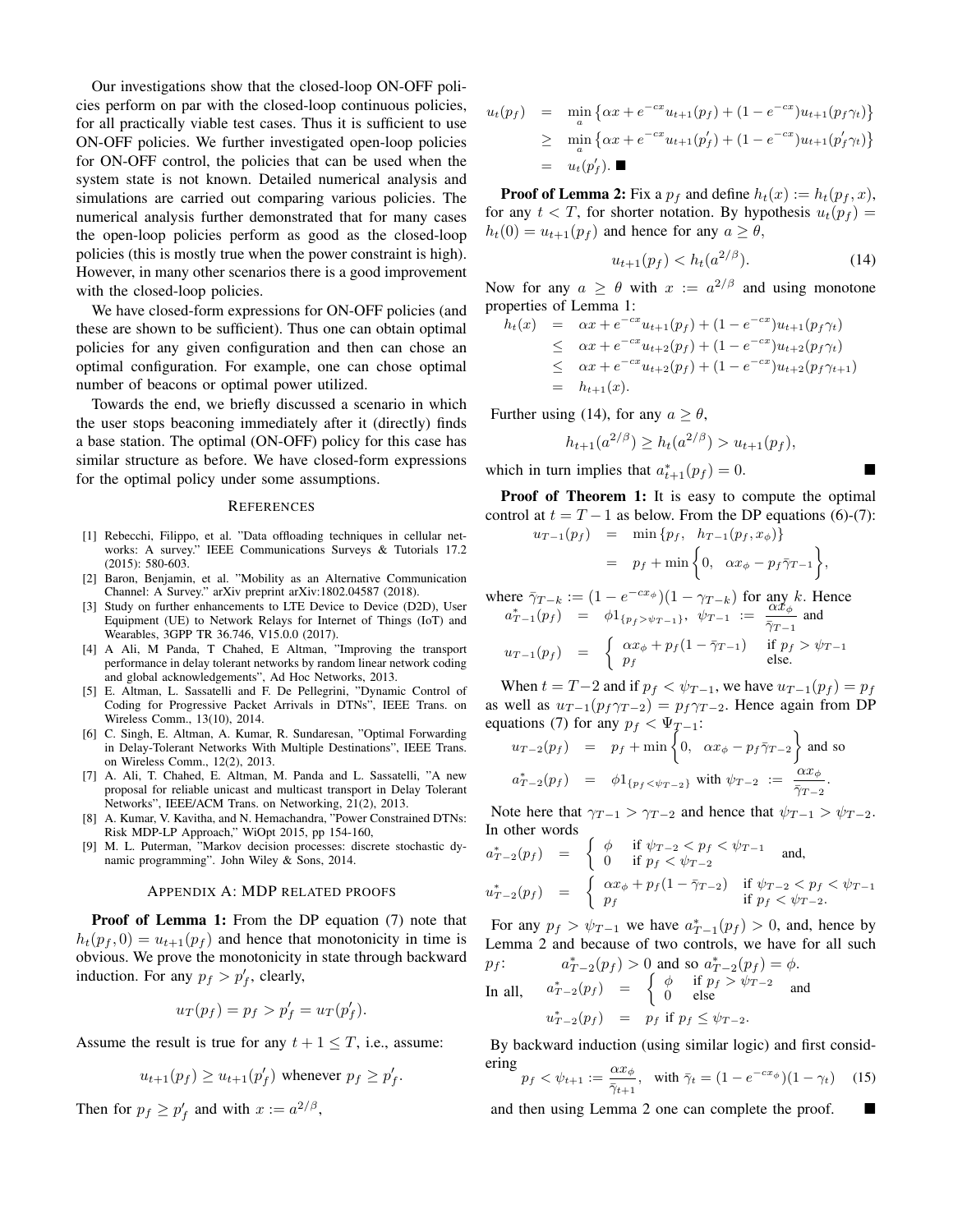Our investigations show that the closed-loop ON-OFF policies perform on par with the closed-loop continuous policies, for all practically viable test cases. Thus it is sufficient to use ON-OFF policies. We further investigated open-loop policies for ON-OFF control, the policies that can be used when the system state is not known. Detailed numerical analysis and simulations are carried out comparing various policies. The numerical analysis further demonstrated that for many cases the open-loop policies perform as good as the closed-loop policies (this is mostly true when the power constraint is high). However, in many other scenarios there is a good improvement with the closed-loop policies.

We have closed-form expressions for ON-OFF policies (and these are shown to be sufficient). Thus one can obtain optimal policies for any given configuration and then can chose an optimal configuration. For example, one can chose optimal number of beacons or optimal power utilized.

Towards the end, we briefly discussed a scenario in which the user stops beaconing immediately after it (directly) finds a base station. The optimal (ON-OFF) policy for this case has similar structure as before. We have closed-form expressions for the optimal policy under some assumptions.

## REFERENCES

[1] Rebecchi, Filippo, et al. "Data offloading techniques in cellular networks: A survey." IEEE Communications Surveys & Tutorials 17.2 (2015): 580-603.

[2] Baron, Benjamin, et al. "Mobility as an Alternative Communication Channel: A Survey." arXiv preprint arXiv:1802.04587 (2018).

[3] Study on further enhancements to LTE Device to Device (D2D), User Equipment (UE) to Network Relays for Internet of Things (IoT) and Wearables, 3GPP TR 36.746, V15.0.0 (2017).

[4] A Ali, M Panda, T Chahed, E Altman, "Improving the transport performance in delay tolerant networks by random linear network coding and global acknowledgements", Ad Hoc Networks, 2013.

[5] E. Altman, L. Sassatelli and F. De Pellegrini, "Dynamic Control of Coding for Progressive Packet Arrivals in DTNs", IEEE Trans. on Wireless Comm., 13(10), 2014.

[6] C. Singh, E. Altman, A. Kumar, R. Sundaresan, "Optimal Forwarding in Delay-Tolerant Networks With Multiple Destinations", IEEE Trans. on Wireless Comm., 12(2), 2013.

[7] A. Ali, T. Chahed, E. Altman, M. Panda and L. Sassatelli, "A new proposal for reliable unicast and multicast transport in Delay Tolerant Networks", IEEE/ACM Trans. on Networking, 21(2), 2013.

[8] A. Kumar, V. Kavitha, and N. Hemachandra, "Power Constrained DTNs: Risk MDP-LP Approach," WiOpt 2015, pp 154-160,

[9] M. L. Puterman, "Markov decision processes: discrete stochastic dynamic programming". John Wiley & Sons, 2014.

## APPENDIX A: MDP RELATED PROOFS

**Proof of Lemma 1:** From the DP equation (7) note that $h_t(p_f, 0) = u_{t+1}(p_f)$ and hence that monotonicity in time is obvious. We prove the monotonicity in state through backward induction. For any $p_f > p'_f$, clearly,

$$u_T(p_f) = p_f > p'_f = u_T(p'_f).$$

Assume the result is true for any $t + 1 \leq T$, i.e., assume:

$$u_{t+1}(p_f) \geq u_{t+1}(p'_f) \text{ whenever } p_f \geq p'_f.$$

Then for $p_f \geq p'_f$ and with $x := a^{2/\beta}$,

$$\begin{aligned} u_t(p_f) &= \min_a \left\{ \alpha x + e^{-cx} u_{t+1}(p_f) + (1 - e^{-cx}) u_{t+1}(p_f \gamma_t) \right\} \\ &\geq \min_a \left\{ \alpha x + e^{-cx} u_{t+1}(p'_f) + (1 - e^{-cx}) u_{t+1}(p'_f \gamma_t) \right\} \\ &= u_t(p'_f). \blacksquare \end{aligned}$$

**Proof of Lemma 2:** Fix a $p_f$ and define $h_t(x) := h_t(p_f, x)$, for any $t < T$, for shorter notation. By hypothesis $u_t(p_f) = h_t(0) = u_{t+1}(p_f)$ and hence for any $a \geq \theta$,

$$u_{t+1}(p_f) < h_t(a^{2/\beta}). \quad (14)$$

Now for any $a \geq \theta$ with $x := a^{2/\beta}$ and using monotone properties of Lemma 1:

$$\begin{aligned} h_t(x) &= \alpha x + e^{-cx} u_{t+1}(p_f) + (1 - e^{-cx}) u_{t+1}(p_f \gamma_t) \\ &\leq \alpha x + e^{-cx} u_{t+2}(p_f) + (1 - e^{-cx}) u_{t+2}(p_f \gamma_t) \\ &\leq \alpha x + e^{-cx} u_{t+2}(p_f) + (1 - e^{-cx}) u_{t+2}(p_f \gamma_{t+1}) \\ &= h_{t+1}(x). \end{aligned}$$

Further using (14), for any $a \geq \theta$,

$$h_{t+1}(a^{2/\beta}) \geq h_t(a^{2/\beta}) > u_{t+1}(p_f),$$

which in turn implies that $a^*_{t+1}(p_f) = 0$. $\blacksquare$

**Proof of Theorem 1:** It is easy to compute the optimal control at $t = T - 1$ as below. From the DP equations (6)-(7):

$$\begin{aligned} u_{T-1}(p_f) &= \min \{p_f, \ h_{T-1}(p_f, x_\phi)\} \\ &= p_f + \min \left\{ 0, \ \alpha x_\phi - p_f \bar{\gamma}_{T-1} \right\}, \end{aligned}$$

where $\bar{\gamma}_{T-k} := (1 - e^{-cx_\phi})(1 - \gamma_{T-k})$ for any $k$. Hence

$$a^*_{T-1}(p_f) = \phi 1_{\{p_f > \psi_{T-1}\}}, \ \psi_{T-1} := \frac{\alpha x_\phi}{\bar{\gamma}_{T-1}} \text{ and}$$

$$u_{T-1}(p_f) = \begin{cases} \alpha x_\phi + p_f(1 - \bar{\gamma}_{T-1}) & \text{if } p_f > \psi_{T-1} \\ p_f & \text{else.} \end{cases}$$

When $t = T-2$ and if $p_f < \psi_{T-1}$, we have $u_{T-1}(p_f) = p_f$ as well as $u_{T-1}(p_f \gamma_{T-2}) = p_f \gamma_{T-2}$. Hence again from DP equations (7) for any $p_f < \Psi_{T-1}$:

$$\begin{aligned} u_{T-2}(p_f) &= p_f + \min \left\{ 0, \ \alpha x_\phi - p_f \bar{\gamma}_{T-2} \right\} \text{ and so} \\ a^*_{T-2}(p_f) &= \phi 1_{\{p_f < \psi_{T-2}\}} \text{ with } \psi_{T-2} := \frac{\alpha x_\phi}{\bar{\gamma}_{T-2}}. \end{aligned}$$

Note here that $\gamma_{T-1} > \gamma_{T-2}$ and hence that $\psi_{T-1} > \psi_{T-2}$. In other words

$$a^*_{T-2}(p_f) = \begin{cases} \phi & \text{if } \psi_{T-2} < p_f < \psi_{T-1} \\ 0 & \text{if } p_f < \psi_{T-2} \end{cases} \text{ and,}$$

$$u^*_{T-2}(p_f) = \begin{cases} \alpha x_\phi + p_f(1 - \bar{\gamma}_{T-2}) & \text{if } \psi_{T-2} < p_f < \psi_{T-1} \\ p_f & \text{if } p_f < \psi_{T-2}. \end{cases}$$

For any $p_f > \psi_{T-1}$ we have $a^*_{T-1}(p_f) > 0$, and, hence by Lemma 2 and because of two controls, we have for all such $p_f$: $a^*_{T-2}(p_f) > 0$ and so $a^*_{T-2}(p_f) = \phi$.

In all,

$$a^*_{T-2}(p_f) = \begin{cases} \phi & \text{if } p_f > \psi_{T-2} \\ 0 & \text{else} \end{cases} \text{ and}$$

$$u^*_{T-2}(p_f) = p_f \text{ if } p_f \leq \psi_{T-2}.$$

By backward induction (using similar logic) and first considering

$$p_f < \psi_{t+1} := \frac{\alpha x_\phi}{\bar{\gamma}_{t+1}}, \ \text{ with } \bar{\gamma}_t = (1 - e^{-cx_\phi})(1 - \gamma_t) \quad (15)$$

and then using Lemma 2 one can complete the proof. $\blacksquare$